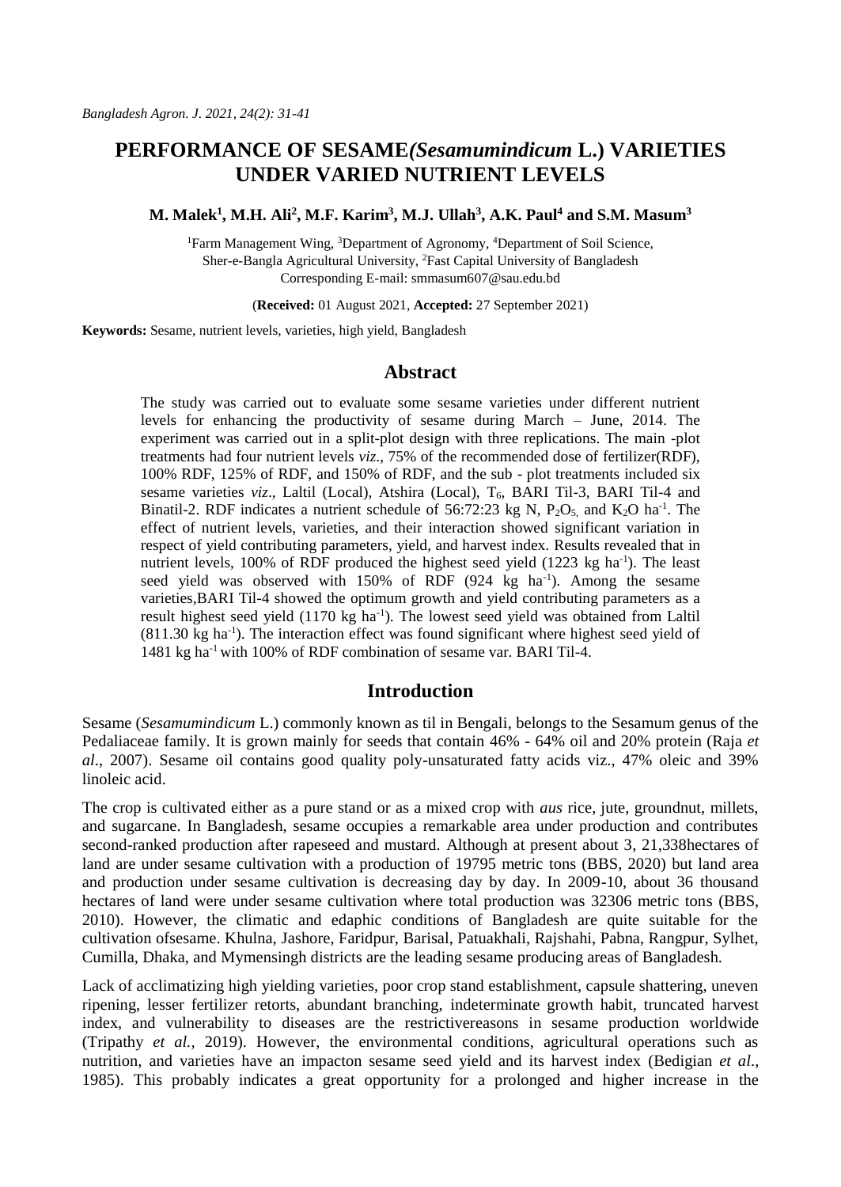# PERFORMANCE OF SESAME*(Sesamumindicum* L.) VARIETIES UNDER VARIED NUTRIENT LEVELS

**M. Malek[1], M.H. Ali[2], M.F. Karim[3], M.J. Ullah[3], A.K. Paul[4] and S.M. Masum[3]**

[1]Farm Management Wing, [3]Department of Agronomy, [4]Department of Soil Science, Sher-e-Bangla Agricultural University, [2]Fast Capital University of Bangladesh
Corresponding E-mail: smmasum607@sau.edu.bd

(**Received:** 01 August 2021, **Accepted:** 27 September 2021)

**Keywords:** Sesame, nutrient levels, varieties, high yield, Bangladesh

## Abstract

The study was carried out to evaluate some sesame varieties under different nutrient levels for enhancing the productivity of sesame during March – June, 2014. The experiment was carried out in a split-plot design with three replications. The main -plot treatments had four nutrient levels *viz*., 75% of the recommended dose of fertilizer(RDF), 100% RDF, 125% of RDF, and 150% of RDF, and the sub - plot treatments included six sesame varieties *viz*., Laltil (Local), Atshira (Local), $T_6$, BARI Til-3, BARI Til-4 and Binatil-2. RDF indicates a nutrient schedule of 56:72:23 kg N, $P_2O_5$, and $K_2O$ $ha^{-1}$. The effect of nutrient levels, varieties, and their interaction showed significant variation in respect of yield contributing parameters, yield, and harvest index. Results revealed that in nutrient levels, 100% of RDF produced the highest seed yield (1223 kg $ha^{-1}$). The least seed yield was observed with 150% of RDF (924 kg $ha^{-1}$). Among the sesame varieties,BARI Til-4 showed the optimum growth and yield contributing parameters as a result highest seed yield (1170 kg $ha^{-1}$). The lowest seed yield was obtained from Laltil (811.30 kg $ha^{-1}$). The interaction effect was found significant where highest seed yield of 1481 kg $ha^{-1}$ with 100% of RDF combination of sesame var. BARI Til-4.

## Introduction

Sesame (*Sesamumindicum* L.) commonly known as til in Bengali, belongs to the Sesamum genus of the Pedaliaceae family. It is grown mainly for seeds that contain 46% - 64% oil and 20% protein (Raja *et al*., 2007). Sesame oil contains good quality poly-unsaturated fatty acids viz., 47% oleic and 39% linoleic acid.

The crop is cultivated either as a pure stand or as a mixed crop with *aus* rice, jute, groundnut, millets, and sugarcane. In Bangladesh, sesame occupies a remarkable area under production and contributes second-ranked production after rapeseed and mustard. Although at present about 3, 21,338hectares of land are under sesame cultivation with a production of 19795 metric tons (BBS, 2020) but land area and production under sesame cultivation is decreasing day by day. In 2009-10, about 36 thousand hectares of land were under sesame cultivation where total production was 32306 metric tons (BBS, 2010). However, the climatic and edaphic conditions of Bangladesh are quite suitable for the cultivation ofsesame. Khulna, Jashore, Faridpur, Barisal, Patuakhali, Rajshahi, Pabna, Rangpur, Sylhet, Cumilla, Dhaka, and Mymensingh districts are the leading sesame producing areas of Bangladesh.

Lack of acclimatizing high yielding varieties, poor crop stand establishment, capsule shattering, uneven ripening, lesser fertilizer retorts, abundant branching, indeterminate growth habit, truncated harvest index, and vulnerability to diseases are the restrictivereasons in sesame production worldwide (Tripathy *et al.,* 2019). However, the environmental conditions, agricultural operations such as nutrition, and varieties have an impacton sesame seed yield and its harvest index (Bedigian *et al*., 1985). This probably indicates a great opportunity for a prolonged and higher increase in the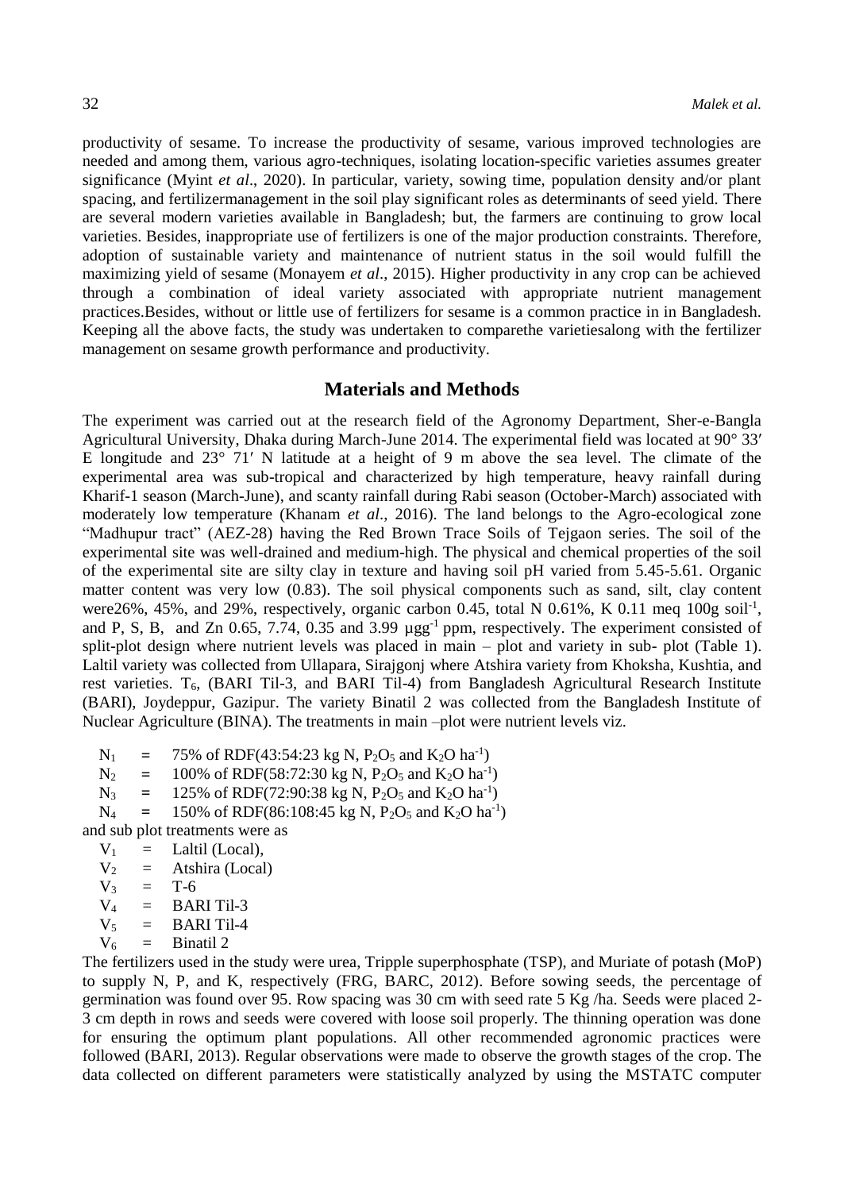productivity of sesame. To increase the productivity of sesame, various improved technologies are needed and among them, various agro-techniques, isolating location-specific varieties assumes greater significance (Myint *et al*., 2020). In particular, variety, sowing time, population density and/or plant spacing, and fertilizermanagement in the soil play significant roles as determinants of seed yield. There are several modern varieties available in Bangladesh; but, the farmers are continuing to grow local varieties. Besides, inappropriate use of fertilizers is one of the major production constraints. Therefore, adoption of sustainable variety and maintenance of nutrient status in the soil would fulfill the maximizing yield of sesame (Monayem *et al*., 2015). Higher productivity in any crop can be achieved through a combination of ideal variety associated with appropriate nutrient management practices.Besides, without or little use of fertilizers for sesame is a common practice in in Bangladesh. Keeping all the above facts, the study was undertaken to comparethe varietiesalong with the fertilizer management on sesame growth performance and productivity.

## Materials and Methods

The experiment was carried out at the research field of the Agronomy Department, Sher-e-Bangla Agricultural University, Dhaka during March-June 2014. The experimental field was located at 90° 33′ E longitude and 23° 71′ N latitude at a height of 9 m above the sea level. The climate of the experimental area was sub-tropical and characterized by high temperature, heavy rainfall during Kharif-1 season (March-June), and scanty rainfall during Rabi season (October-March) associated with moderately low temperature (Khanam *et al*., 2016). The land belongs to the Agro-ecological zone "Madhupur tract" (AEZ-28) having the Red Brown Trace Soils of Tejgaon series. The soil of the experimental site was well-drained and medium-high. The physical and chemical properties of the soil of the experimental site are silty clay in texture and having soil pH varied from 5.45-5.61. Organic matter content was very low (0.83). The soil physical components such as sand, silt, clay content were26%, 45%, and 29%, respectively, organic carbon 0.45, total N 0.61%, K 0.11 meq 100g soil$^{-1}$, and P, S, B, and Zn 0.65, 7.74, 0.35 and 3.99 µgg$^{-1}$ ppm, respectively. The experiment consisted of split-plot design where nutrient levels was placed in main – plot and variety in sub- plot (Table 1). Laltil variety was collected from Ullapara, Sirajgonj where Atshira variety from Khoksha, Kushtia, and rest varieties. $T_6$, (BARI Til-3, and BARI Til-4) from Bangladesh Agricultural Research Institute (BARI), Joydeppur, Gazipur. The variety Binatil 2 was collected from the Bangladesh Institute of Nuclear Agriculture (BINA). The treatments in main –plot were nutrient levels viz.

$N_1$ = 75% of RDF(43:54:23 kg N, $P_2O_5$ and $K_2O$ ha$^{-1}$)
$N_2$ = 100% of RDF(58:72:30 kg N, $P_2O_5$ and $K_2O$ ha$^{-1}$)
$N_3$ = 125% of RDF(72:90:38 kg N, $P_2O_5$ and $K_2O$ ha$^{-1}$)
$N_4$ = 150% of RDF(86:108:45 kg N, $P_2O_5$ and $K_2O$ ha$^{-1}$)

and sub plot treatments were as

$V_1$ = Laltil (Local),
$V_2$ = Atshira (Local)
$V_3$ = T-6
$V_4$ = BARI Til-3
$V_5$ = BARI Til-4
$V_6$ = Binatil 2

The fertilizers used in the study were urea, Tripple superphosphate (TSP), and Muriate of potash (MoP) to supply N, P, and K, respectively (FRG, BARC, 2012). Before sowing seeds, the percentage of germination was found over 95. Row spacing was 30 cm with seed rate 5 Kg /ha. Seeds were placed 2-3 cm depth in rows and seeds were covered with loose soil properly. The thinning operation was done for ensuring the optimum plant populations. All other recommended agronomic practices were followed (BARI, 2013). Regular observations were made to observe the growth stages of the crop. The data collected on different parameters were statistically analyzed by using the MSTATC computer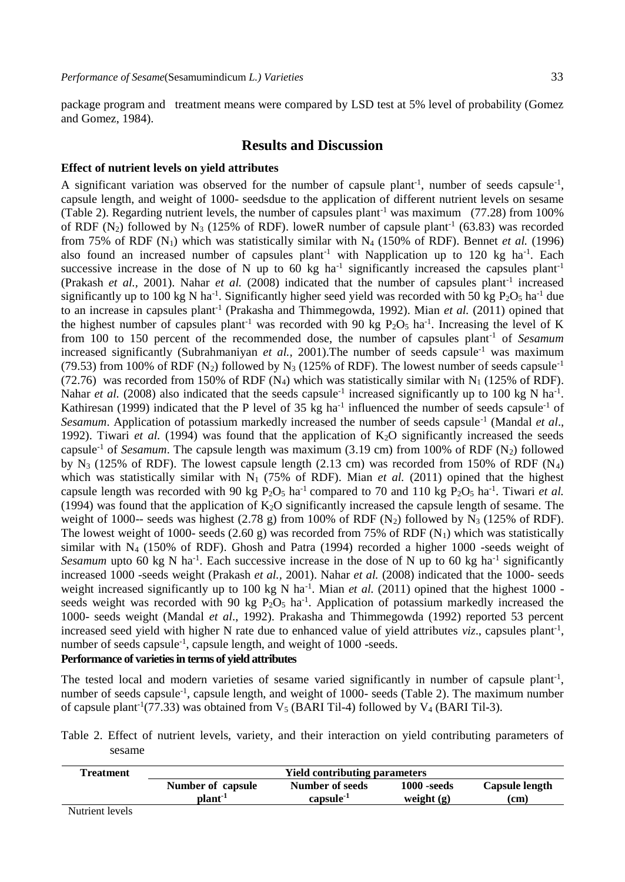package program and treatment means were compared by LSD test at 5% level of probability (Gomez and Gomez, 1984).

## Results and Discussion

### Effect of nutrient levels on yield attributes

A significant variation was observed for the number of capsule plant$^{-1}$, number of seeds capsule$^{-1}$, capsule length, and weight of 1000- seedsdue to the application of different nutrient levels on sesame (Table 2). Regarding nutrient levels, the number of capsules plant$^{-1}$ was maximum (77.28) from 100% of RDF ($N_2$) followed by $N_3$ (125% of RDF). loweR number of capsule plant$^{-1}$ (63.83) was recorded from 75% of RDF ($N_1$) which was statistically similar with $N_4$ (150% of RDF). Bennet *et al.* (1996) also found an increased number of capsules plant$^{-1}$ with Napplication up to 120 kg ha$^{-1}$. Each successive increase in the dose of N up to 60 kg ha$^{-1}$ significantly increased the capsules plant$^{-1}$ (Prakash *et al.*, 2001). Nahar *et al.* (2008) indicated that the number of capsules plant$^{-1}$ increased significantly up to 100 kg N ha$^{-1}$. Significantly higher seed yield was recorded with 50 kg $P_2O_5$ ha$^{-1}$ due to an increase in capsules plant$^{-1}$ (Prakasha and Thimmegowda, 1992). Mian *et al.* (2011) opined that the highest number of capsules plant$^{-1}$ was recorded with 90 kg $P_2O_5$ ha$^{-1}$. Increasing the level of K from 100 to 150 percent of the recommended dose, the number of capsules plant$^{-1}$ of *Sesamum* increased significantly (Subrahmaniyan *et al.,* 2001).The number of seeds capsule$^{-1}$ was maximum (79.53) from 100% of RDF ($N_2$) followed by $N_3$ (125% of RDF). The lowest number of seeds capsule$^{-1}$ (72.76) was recorded from 150% of RDF ($N_4$) which was statistically similar with $N_1$ (125% of RDF). Nahar *et al.* (2008) also indicated that the seeds capsule$^{-1}$ increased significantly up to 100 kg N ha$^{-1}$. Kathiresan (1999) indicated that the P level of 35 kg ha$^{-1}$ influenced the number of seeds capsule$^{-1}$ of *Sesamum*. Application of potassium markedly increased the number of seeds capsule$^{-1}$ (Mandal *et al*., 1992). Tiwari *et al.* (1994) was found that the application of $K_2O$ significantly increased the seeds capsule$^{-1}$ of *Sesamum*. The capsule length was maximum (3.19 cm) from 100% of RDF ($N_2$) followed by $N_3$ (125% of RDF). The lowest capsule length (2.13 cm) was recorded from 150% of RDF ($N_4$) which was statistically similar with $N_1$ (75% of RDF). Mian *et al.* (2011) opined that the highest capsule length was recorded with 90 kg $P_2O_5$ ha$^{-1}$ compared to 70 and 110 kg $P_2O_5$ ha$^{-1}$. Tiwari *et al.* (1994) was found that the application of $K_2O$ significantly increased the capsule length of sesame. The weight of 1000-- seeds was highest (2.78 g) from 100% of RDF ($N_2$) followed by $N_3$ (125% of RDF). The lowest weight of 1000- seeds (2.60 g) was recorded from 75% of RDF ($N_1$) which was statistically similar with $N_4$ (150% of RDF). Ghosh and Patra (1994) recorded a higher 1000 -seeds weight of *Sesamum* upto 60 kg N ha$^{-1}$. Each successive increase in the dose of N up to 60 kg ha$^{-1}$ significantly increased 1000 -seeds weight (Prakash *et al.*, 2001). Nahar *et al.* (2008) indicated that the 1000- seeds weight increased significantly up to 100 kg N ha$^{-1}$. Mian *et al.* (2011) opined that the highest 1000 - seeds weight was recorded with 90 kg $P_2O_5$ ha$^{-1}$. Application of potassium markedly increased the 1000- seeds weight (Mandal *et al*., 1992). Prakasha and Thimmegowda (1992) reported 53 percent increased seed yield with higher N rate due to enhanced value of yield attributes *viz*., capsules plant$^{-1}$, number of seeds capsule$^{-1}$, capsule length, and weight of 1000 -seeds.

### Performance of varieties in terms of yield attributes

The tested local and modern varieties of sesame varied significantly in number of capsule plant$^{-1}$, number of seeds capsule$^{-1}$, capsule length, and weight of 1000- seeds (Table 2). The maximum number of capsule plant$^{-1}$(77.33) was obtained from $V_5$ (BARI Til-4) followed by $V_4$ (BARI Til-3).

Table 2. Effect of nutrient levels, variety, and their interaction on yield contributing parameters of sesame

| Treatment | Yield contributing parameters | | | |
|---|---|---|---|---|
| | Number of capsule plant$^{-1}$ | Number of seeds capsule$^{-1}$ | 1000 -seeds weight (g) | Capsule length (cm) |
| Nutrient levels | | | | |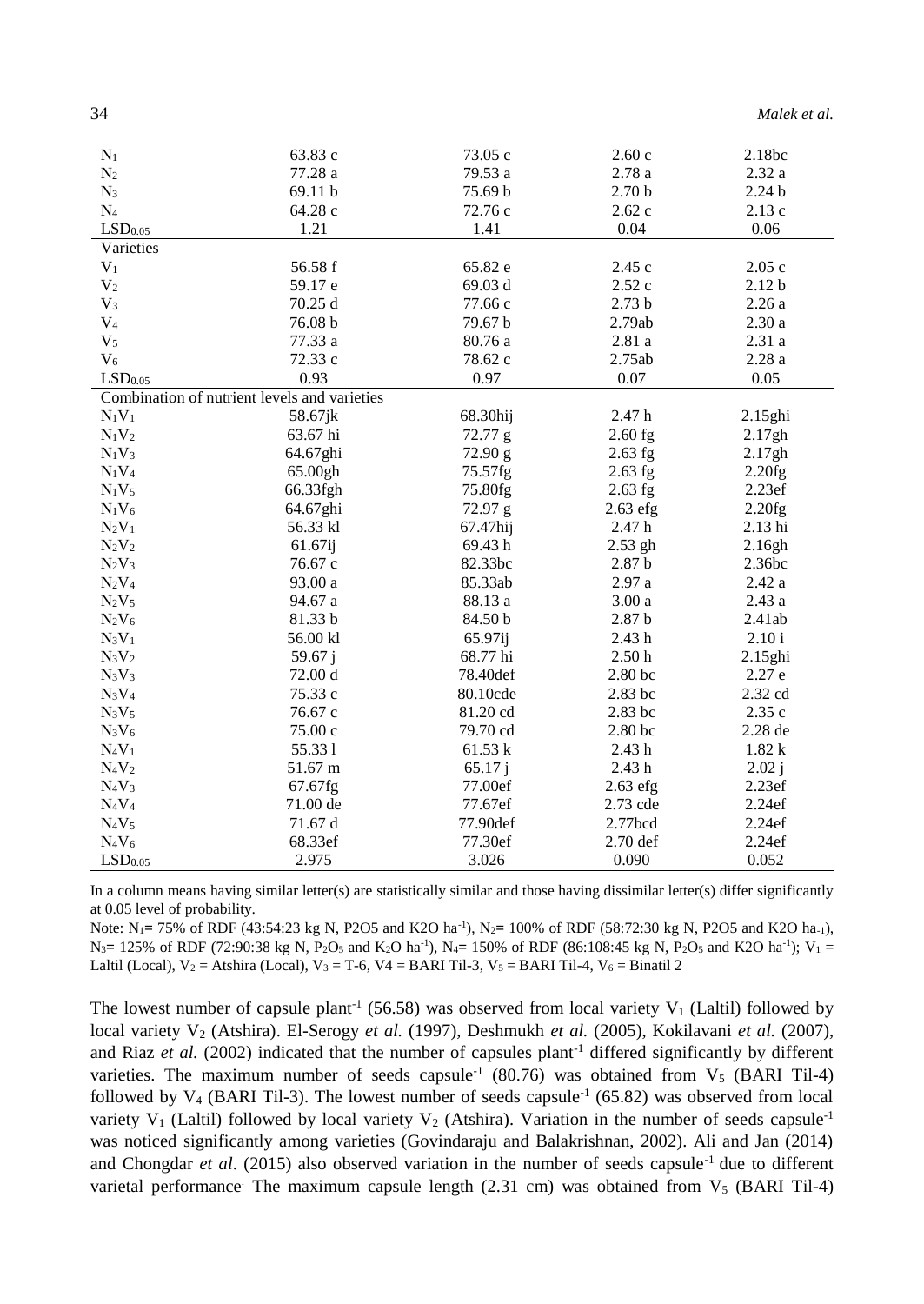| | | | | |
|---|---|---|---|---|
| $N_1$ | 63.83 c | 73.05 c | 2.60 c | 2.18bc |
| $N_2$ | 77.28 a | 79.53 a | 2.78 a | 2.32 a |
| $N_3$ | 69.11 b | 75.69 b | 2.70 b | 2.24 b |
| $N_4$ | 64.28 c | 72.76 c | 2.62 c | 2.13 c |
| $LSD_{0.05}$ | 1.21 | 1.41 | 0.04 | 0.06 |
| Varieties | | | | |
| $V_1$ | 56.58 f | 65.82 e | 2.45 c | 2.05 c |
| $V_2$ | 59.17 e | 69.03 d | 2.52 c | 2.12 b |
| $V_3$ | 70.25 d | 77.66 c | 2.73 b | 2.26 a |
| $V_4$ | 76.08 b | 79.67 b | 2.79ab | 2.30 a |
| $V_5$ | 77.33 a | 80.76 a | 2.81 a | 2.31 a |
| $V_6$ | 72.33 c | 78.62 c | 2.75ab | 2.28 a |
| $LSD_{0.05}$ | 0.93 | 0.97 | 0.07 | 0.05 |
| Combination of nutrient levels and varieties | | | | |
| $N_1V_1$ | 58.67jk | 68.30hij | 2.47 h | 2.15ghi |
| $N_1V_2$ | 63.67 hi | 72.77 g | 2.60 fg | 2.17gh |
| $N_1V_3$ | 64.67ghi | 72.90 g | 2.63 fg | 2.17gh |
| $N_1V_4$ | 65.00gh | 75.57fg | 2.63 fg | 2.20fg |
| $N_1V_5$ | 66.33fgh | 75.80fg | 2.63 fg | 2.23ef |
| $N_1V_6$ | 64.67ghi | 72.97 g | 2.63 efg | 2.20fg |
| $N_2V_1$ | 56.33 kl | 67.47hij | 2.47 h | 2.13 hi |
| $N_2V_2$ | 61.67ij | 69.43 h | 2.53 gh | 2.16gh |
| $N_2V_3$ | 76.67 c | 82.33bc | 2.87 b | 2.36bc |
| $N_2V_4$ | 93.00 a | 85.33ab | 2.97 a | 2.42 a |
| $N_2V_5$ | 94.67 a | 88.13 a | 3.00 a | 2.43 a |
| $N_2V_6$ | 81.33 b | 84.50 b | 2.87 b | 2.41ab |
| $N_3V_1$ | 56.00 kl | 65.97ij | 2.43 h | 2.10 i |
| $N_3V_2$ | 59.67 j | 68.77 hi | 2.50 h | 2.15ghi |
| $N_3V_3$ | 72.00 d | 78.40def | 2.80 bc | 2.27 e |
| $N_3V_4$ | 75.33 c | 80.10cde | 2.83 bc | 2.32 cd |
| $N_3V_5$ | 76.67 c | 81.20 cd | 2.83 bc | 2.35 c |
| $N_3V_6$ | 75.00 c | 79.70 cd | 2.80 bc | 2.28 de |
| $N_4V_1$ | 55.33 l | 61.53 k | 2.43 h | 1.82 k |
| $N_4V_2$ | 51.67 m | 65.17 j | 2.43 h | 2.02 j |
| $N_4V_3$ | 67.67fg | 77.00ef | 2.63 efg | 2.23ef |
| $N_4V_4$ | 71.00 de | 77.67ef | 2.73 cde | 2.24ef |
| $N_4V_5$ | 71.67 d | 77.90def | 2.77bcd | 2.24ef |
| $N_4V_6$ | 68.33ef | 77.30ef | 2.70 def | 2.24ef |
| $LSD_{0.05}$ | 2.975 | 3.026 | 0.090 | 0.052 |

In a column means having similar letter(s) are statistically similar and those having dissimilar letter(s) differ significantly at 0.05 level of probability.

Note: $N_1$= 75% of RDF (43:54:23 kg N, P2O5 and K2O ha$^{-1}$), $N_2$= 100% of RDF (58:72:30 kg N, P2O5 and K2O ha$_{-1}$), $N_3$= 125% of RDF (72:90:38 kg N, $P_2O_5$ and $K_2O$ ha$^{-1}$), $N_4$= 150% of RDF (86:108:45 kg N, $P_2O_5$ and $K_2O$ ha$^{-1}$); $V_1$ = Laltil (Local), $V_2$ = Atshira (Local), $V_3$ = T-6, V4 = BARI Til-3, $V_5$ = BARI Til-4, $V_6$ = Binatil 2

The lowest number of capsule plant$^{-1}$ (56.58) was observed from local variety $V_1$ (Laltil) followed by local variety $V_2$ (Atshira). El-Serogy *et al.* (1997), Deshmukh *et al.* (2005), Kokilavani *et al.* (2007), and Riaz *et al.* (2002) indicated that the number of capsules plant$^{-1}$ differed significantly by different varieties. The maximum number of seeds capsule$^{-1}$ (80.76) was obtained from $V_5$ (BARI Til-4) followed by $V_4$ (BARI Til-3). The lowest number of seeds capsule$^{-1}$ (65.82) was observed from local variety $V_1$ (Laltil) followed by local variety $V_2$ (Atshira). Variation in the number of seeds capsule$^{-1}$ was noticed significantly among varieties (Govindaraju and Balakrishnan, 2002). Ali and Jan (2014) and Chongdar *et al*. (2015) also observed variation in the number of seeds capsule$^{-1}$ due to different varietal performance. The maximum capsule length (2.31 cm) was obtained from $V_5$ (BARI Til-4)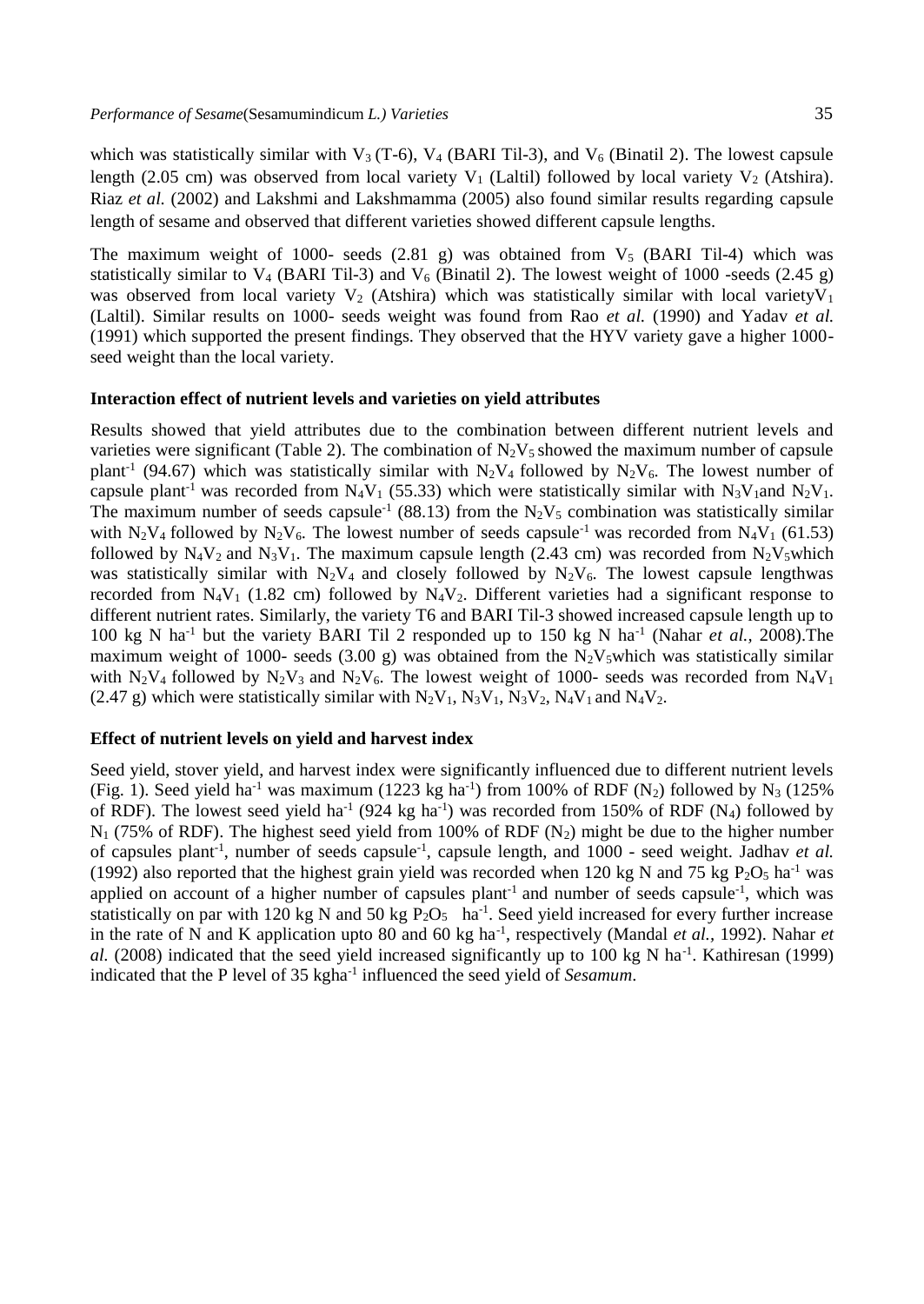which was statistically similar with $V_3$ (T-6), $V_4$ (BARI Til-3), and $V_6$ (Binatil 2). The lowest capsule length (2.05 cm) was observed from local variety $V_1$ (Laltil) followed by local variety $V_2$ (Atshira). Riaz *et al.* (2002) and Lakshmi and Lakshmamma (2005) also found similar results regarding capsule length of sesame and observed that different varieties showed different capsule lengths.

The maximum weight of 1000- seeds (2.81 g) was obtained from $V_5$ (BARI Til-4) which was statistically similar to $V_4$ (BARI Til-3) and $V_6$ (Binatil 2). The lowest weight of 1000 -seeds (2.45 g) was observed from local variety $V_2$ (Atshira) which was statistically similar with local variety$V_1$ (Laltil). Similar results on 1000- seeds weight was found from Rao *et al.* (1990) and Yadav *et al.* (1991) which supported the present findings. They observed that the HYV variety gave a higher 1000-seed weight than the local variety.

### Interaction effect of nutrient levels and varieties on yield attributes

Results showed that yield attributes due to the combination between different nutrient levels and varieties were significant (Table 2). The combination of $N_2V_5$ showed the maximum number of capsule plant$^{-1}$ (94.67) which was statistically similar with $N_2V_4$ followed by $N_2V_6$. The lowest number of capsule plant$^{-1}$ was recorded from $N_4V_1$ (55.33) which were statistically similar with $N_3V_1$and $N_2V_1$. The maximum number of seeds capsule$^{-1}$ (88.13) from the $N_2V_5$ combination was statistically similar with $N_2V_4$ followed by $N_2V_6$. The lowest number of seeds capsule$^{-1}$ was recorded from $N_4V_1$ (61.53) followed by $N_4V_2$ and $N_3V_1$. The maximum capsule length (2.43 cm) was recorded from $N_2V_5$which was statistically similar with $N_2V_4$ and closely followed by $N_2V_6$. The lowest capsule lengthwas recorded from $N_4V_1$ (1.82 cm) followed by $N_4V_2$. Different varieties had a significant response to different nutrient rates. Similarly, the variety T6 and BARI Til-3 showed increased capsule length up to 100 kg N ha$^{-1}$ but the variety BARI Til 2 responded up to 150 kg N ha$^{-1}$ (Nahar *et al.*, 2008).The maximum weight of 1000- seeds (3.00 g) was obtained from the $N_2V_5$which was statistically similar with $N_2V_4$ followed by $N_2V_3$ and $N_2V_6$. The lowest weight of 1000- seeds was recorded from $N_4V_1$ (2.47 g) which were statistically similar with $N_2V_1$, $N_3V_1$, $N_3V_2$, $N_4V_1$ and $N_4V_2$.

### Effect of nutrient levels on yield and harvest index

Seed yield, stover yield, and harvest index were significantly influenced due to different nutrient levels (Fig. 1). Seed yield ha$^{-1}$ was maximum (1223 kg ha$^{-1}$) from 100% of RDF ($N_2$) followed by $N_3$ (125% of RDF). The lowest seed yield ha$^{-1}$ (924 kg ha$^{-1}$) was recorded from 150% of RDF ($N_4$) followed by $N_1$ (75% of RDF). The highest seed yield from 100% of RDF ($N_2$) might be due to the higher number of capsules plant$^{-1}$, number of seeds capsule$^{-1}$, capsule length, and 1000 - seed weight. Jadhav *et al.* (1992) also reported that the highest grain yield was recorded when 120 kg N and 75 kg $P_2O_5$ ha$^{-1}$ was applied on account of a higher number of capsules plant$^{-1}$ and number of seeds capsule$^{-1}$, which was statistically on par with 120 kg N and 50 kg $P_2O_5$ ha$^{-1}$. Seed yield increased for every further increase in the rate of N and K application upto 80 and 60 kg ha$^{-1}$, respectively (Mandal *et al.*, 1992). Nahar *et al.* (2008) indicated that the seed yield increased significantly up to 100 kg N ha$^{-1}$. Kathiresan (1999) indicated that the P level of 35 kgha$^{-1}$ influenced the seed yield of *Sesamum*.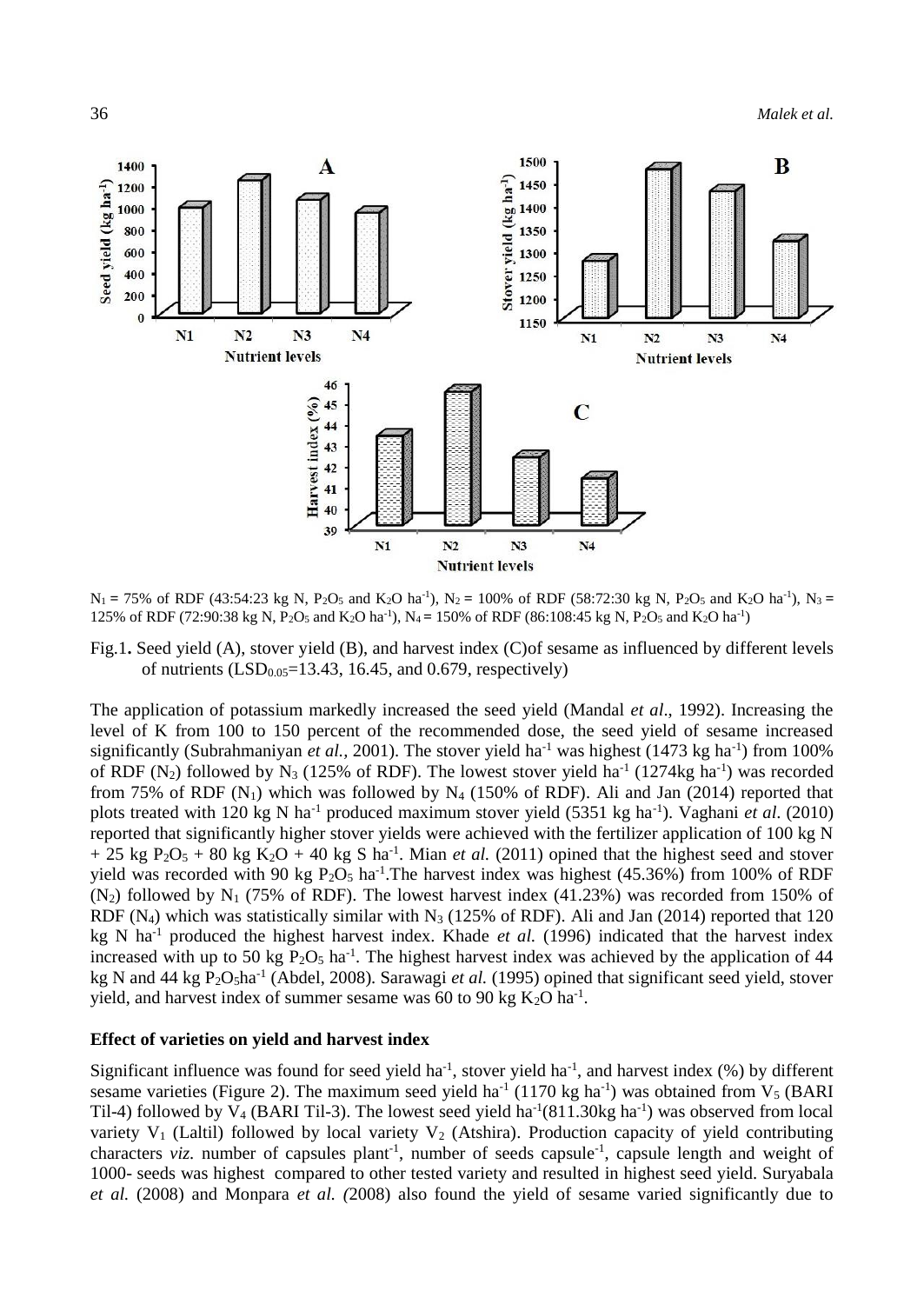$N_1$ = 75% of RDF (43:54:23 kg N, $P_2O_5$ and $K_2O$ ha$^{-1}$), $N_2$ = 100% of RDF (58:72:30 kg N, $P_2O_5$ and $K_2O$ ha$^{-1}$), $N_3$ = 125% of RDF (72:90:38 kg N, $P_2O_5$ and $K_2O$ ha$^{-1}$), $N_4$ = 150% of RDF (86:108:45 kg N, $P_2O_5$ and $K_2O$ ha$^{-1}$)

Fig.1. Seed yield (A), stover yield (B), and harvest index (C)of sesame as influenced by different levels of nutrients ($LSD_{0.05}$=13.43, 16.45, and 0.679, respectively)

The application of potassium markedly increased the seed yield (Mandal *et al*., 1992). Increasing the level of K from 100 to 150 percent of the recommended dose, the seed yield of sesame increased significantly (Subrahmaniyan *et al.*, 2001). The stover yield ha$^{-1}$ was highest (1473 kg ha$^{-1}$) from 100% of RDF ($N_2$) followed by $N_3$ (125% of RDF). The lowest stover yield ha$^{-1}$ (1274kg ha$^{-1}$) was recorded from 75% of RDF ($N_1$) which was followed by $N_4$ (150% of RDF). Ali and Jan (2014) reported that plots treated with 120 kg N ha$^{-1}$ produced maximum stover yield (5351 kg ha$^{-1}$). Vaghani *et al.* (2010) reported that significantly higher stover yields were achieved with the fertilizer application of 100 kg N + 25 kg $P_2O_5$ + 80 kg $K_2O$ + 40 kg S ha$^{-1}$. Mian *et al.* (2011) opined that the highest seed and stover yield was recorded with 90 kg $P_2O_5$ ha$^{-1}$.The harvest index was highest (45.36%) from 100% of RDF ($N_2$) followed by $N_1$ (75% of RDF). The lowest harvest index (41.23%) was recorded from 150% of RDF ($N_4$) which was statistically similar with $N_3$ (125% of RDF). Ali and Jan (2014) reported that 120 kg N ha$^{-1}$ produced the highest harvest index. Khade *et al.* (1996) indicated that the harvest index increased with up to 50 kg $P_2O_5$ ha$^{-1}$. The highest harvest index was achieved by the application of 44 kg N and 44 kg $P_2O_5$ha$^{-1}$ (Abdel, 2008). Sarawagi *et al.* (1995) opined that significant seed yield, stover yield, and harvest index of summer sesame was 60 to 90 kg $K_2O$ ha$^{-1}$.

**Effect of varieties on yield and harvest index**

Significant influence was found for seed yield ha$^{-1}$, stover yield ha$^{-1}$, and harvest index (%) by different sesame varieties (Figure 2). The maximum seed yield ha$^{-1}$ (1170 kg ha$^{-1}$) was obtained from $V_5$ (BARI Til-4) followed by $V_4$ (BARI Til-3). The lowest seed yield ha$^{-1}$(811.30kg ha$^{-1}$) was observed from local variety $V_1$ (Laltil) followed by local variety $V_2$ (Atshira). Production capacity of yield contributing characters *viz.* number of capsules plant$^{-1}$, number of seeds capsule$^{-1}$, capsule length and weight of 1000- seeds was highest compared to other tested variety and resulted in highest seed yield. Suryabala *et al.* (2008) and Monpara *et al.* (2008) also found the yield of sesame varied significantly due to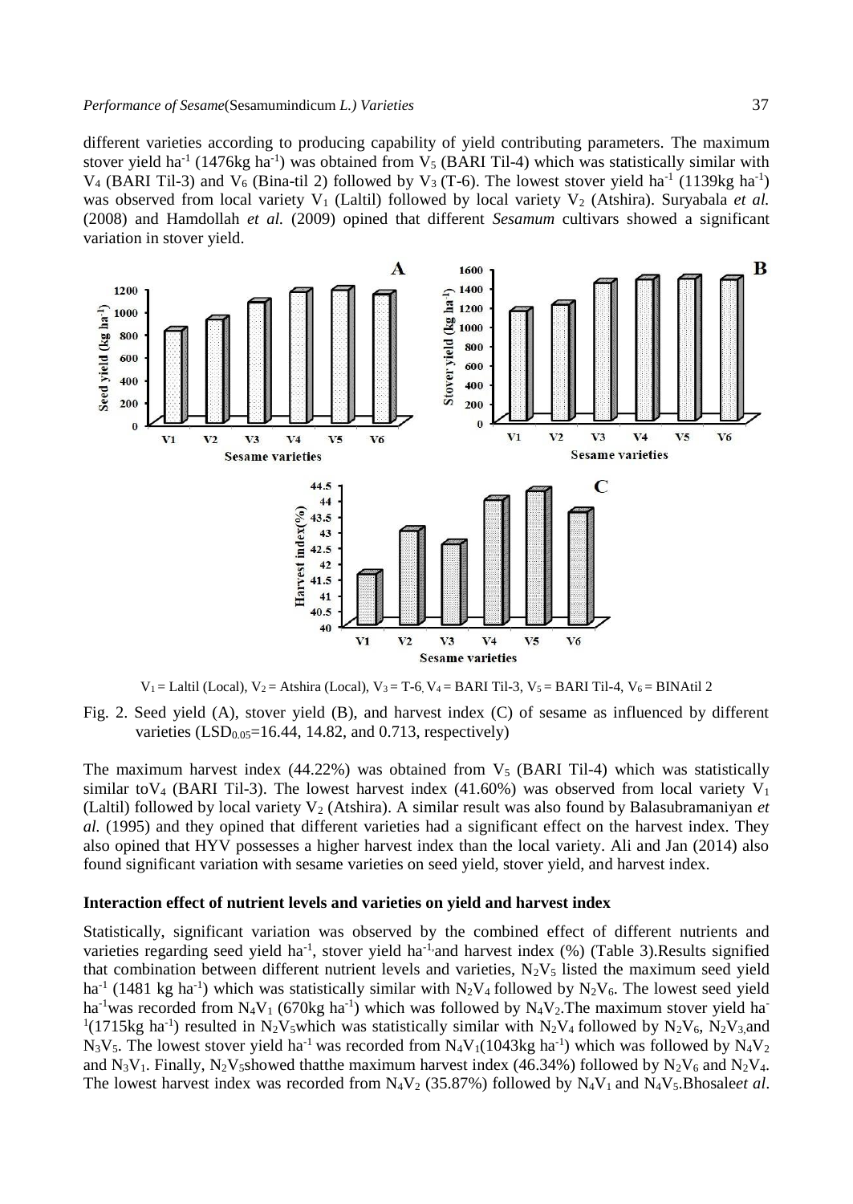different varieties according to producing capability of yield contributing parameters. The maximum stover yield $ha^{-1}$ (1476kg $ha^{-1}$) was obtained from $V_5$ (BARI Til-4) which was statistically similar with $V_4$ (BARI Til-3) and $V_6$ (Bina-til 2) followed by $V_3$ (T-6). The lowest stover yield $ha^{-1}$ (1139kg $ha^{-1}$) was observed from local variety $V_1$ (Laltil) followed by local variety $V_2$ (Atshira). Suryabala *et al.* (2008) and Hamdollah *et al.* (2009) opined that different *Sesamum* cultivars showed a significant variation in stover yield.

$V_1$ = Laltil (Local), $V_2$ = Atshira (Local), $V_3$ = T-6, $V_4$ = BARI Til-3, $V_5$ = BARI Til-4, $V_6$ = BINAtil 2

Fig. 2. Seed yield (A), stover yield (B), and harvest index (C) of sesame as influenced by different varieties ($LSD_{0.05}$=16.44, 14.82, and 0.713, respectively)

The maximum harvest index (44.22%) was obtained from $V_5$ (BARI Til-4) which was statistically similar to $V_4$ (BARI Til-3). The lowest harvest index (41.60%) was observed from local variety $V_1$ (Laltil) followed by local variety $V_2$ (Atshira). A similar result was also found by Balasubramaniyan *et al.* (1995) and they opined that different varieties had a significant effect on the harvest index. They also opined that HYV possesses a higher harvest index than the local variety. Ali and Jan (2014) also found significant variation with sesame varieties on seed yield, stover yield, and harvest index.

### Interaction effect of nutrient levels and varieties on yield and harvest index

Statistically, significant variation was observed by the combined effect of different nutrients and varieties regarding seed yield $ha^{-1}$, stover yield $ha^{-1}$, and harvest index (%) (Table 3). Results signified that combination between different nutrient levels and varieties, $N_2V_5$ listed the maximum seed yield $ha^{-1}$ (1481 kg $ha^{-1}$) which was statistically similar with $N_2V_4$ followed by $N_2V_6$. The lowest seed yield $ha^{-1}$ was recorded from $N_4V_1$ (670kg $ha^{-1}$) which was followed by $N_4V_2$. The maximum stover yield $ha^{-1}$ (1715kg $ha^{-1}$) resulted in $N_2V_5$ which was statistically similar with $N_2V_4$ followed by $N_2V_6$, $N_2V_3$ and $N_3V_5$. The lowest stover yield $ha^{-1}$ was recorded from $N_4V_1$ (1043kg $ha^{-1}$) which was followed by $N_4V_2$ and $N_3V_1$. Finally, $N_2V_5$ showed that the maximum harvest index (46.34%) followed by $N_2V_6$ and $N_2V_4$. The lowest harvest index was recorded from $N_4V_2$ (35.87%) followed by $N_4V_1$ and $N_4V_5$. Bhosale *et al.*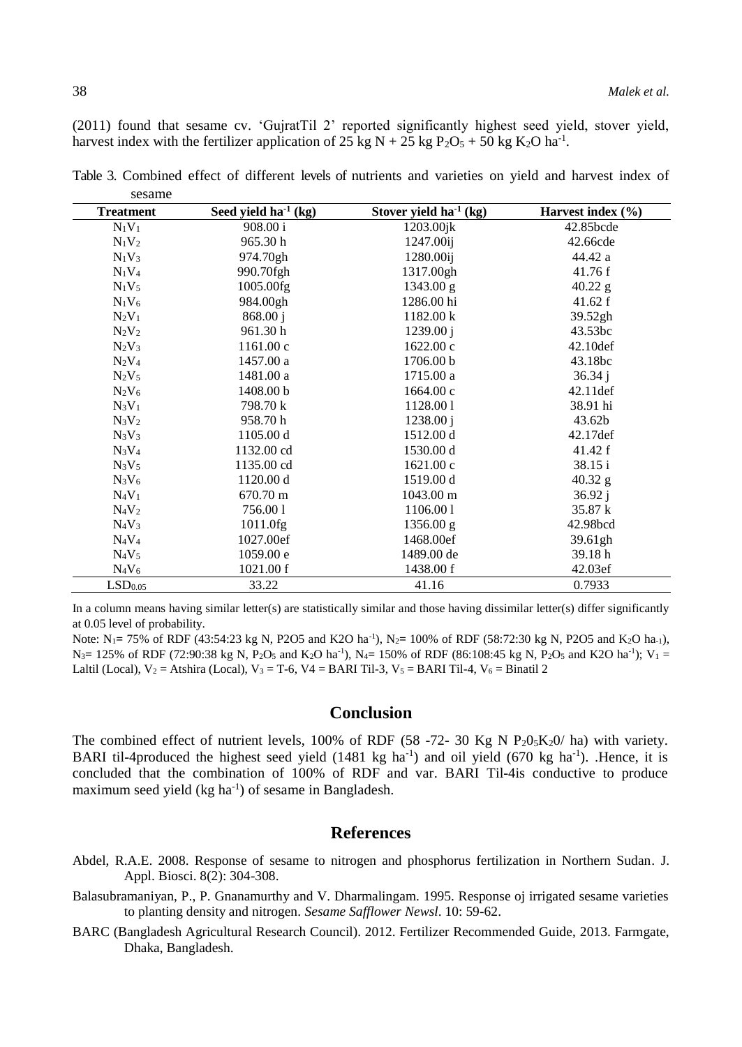(2011) found that sesame cv. 'GujratTil 2' reported significantly highest seed yield, stover yield, harvest index with the fertilizer application of 25 kg N + 25 kg $P_2O_5$ + 50 kg $K_2O$ $ha^{-1}$.

Table 3. Combined effect of different levels of nutrients and varieties on yield and harvest index of sesame

| Treatment | Seed yield $ha^{-1}$ (kg) | Stover yield $ha^{-1}$ (kg) | Harvest index (%) |
|---|---|---|---|
| $N_1V_1$ | 908.00 i | 1203.00jk | 42.85bcde |
| $N_1V_2$ | 965.30 h | 1247.00ij | 42.66cde |
| $N_1V_3$ | 974.70gh | 1280.00ij | 44.42 a |
| $N_1V_4$ | 990.70fgh | 1317.00gh | 41.76 f |
| $N_1V_5$ | 1005.00fg | 1343.00 g | 40.22 g |
| $N_1V_6$ | 984.00gh | 1286.00 hi | 41.62 f |
| $N_2V_1$ | 868.00 j | 1182.00 k | 39.52gh |
| $N_2V_2$ | 961.30 h | 1239.00 j | 43.53bc |
| $N_2V_3$ | 1161.00 c | 1622.00 c | 42.10def |
| $N_2V_4$ | 1457.00 a | 1706.00 b | 43.18bc |
| $N_2V_5$ | 1481.00 a | 1715.00 a | 36.34 j |
| $N_2V_6$ | 1408.00 b | 1664.00 c | 42.11def |
| $N_3V_1$ | 798.70 k | 1128.00 l | 38.91 hi |
| $N_3V_2$ | 958.70 h | 1238.00 j | 43.62b |
| $N_3V_3$ | 1105.00 d | 1512.00 d | 42.17def |
| $N_3V_4$ | 1132.00 cd | 1530.00 d | 41.42 f |
| $N_3V_5$ | 1135.00 cd | 1621.00 c | 38.15 i |
| $N_3V_6$ | 1120.00 d | 1519.00 d | 40.32 g |
| $N_4V_1$ | 670.70 m | 1043.00 m | 36.92 j |
| $N_4V_2$ | 756.00 l | 1106.00 l | 35.87 k |
| $N_4V_3$ | 1011.0fg | 1356.00 g | 42.98bcd |
| $N_4V_4$ | 1027.00ef | 1468.00ef | 39.61gh |
| $N_4V_5$ | 1059.00 e | 1489.00 de | 39.18 h |
| $N_4V_6$ | 1021.00 f | 1438.00 f | 42.03ef |
| $LSD_{0.05}$ | 33.22 | 41.16 | 0.7933 |

In a column means having similar letter(s) are statistically similar and those having dissimilar letter(s) differ significantly at 0.05 level of probability.

Note: $N_1$= 75% of RDF (43:54:23 kg N, P2O5 and K2O $ha^{-1}$), $N_2$= 100% of RDF (58:72:30 kg N, P2O5 and $K_2O$ $ha_{-1}$), $N_3$= 125% of RDF (72:90:38 kg N, $P_2O_5$ and $K_2O$ $ha^{-1}$), $N_4$= 150% of RDF (86:108:45 kg N, $P_2O_5$ and K2O $ha^{-1}$); $V_1$ = Laltil (Local), $V_2$ = Atshira (Local), $V_3$ = T-6, V4 = BARI Til-3, $V_5$ = BARI Til-4, $V_6$ = Binatil 2

## Conclusion

The combined effect of nutrient levels, 100% of RDF (58 -72- 30 Kg N $P_20_5K_20$/ ha) with variety. BARI til-4produced the highest seed yield (1481 kg $ha^{-1}$) and oil yield (670 kg $ha^{-1}$). .Hence, it is concluded that the combination of 100% of RDF and var. BARI Til-4is conductive to produce maximum seed yield (kg $ha^{-1}$) of sesame in Bangladesh.

## References

Abdel, R.A.E. 2008. Response of sesame to nitrogen and phosphorus fertilization in Northern Sudan. J. Appl. Biosci. 8(2): 304-308.

Balasubramaniyan, P., P. Gnanamurthy and V. Dharmalingam. 1995. Response oj irrigated sesame varieties to planting density and nitrogen. *Sesame Safflower Newsl*. 10: 59-62.

BARC (Bangladesh Agricultural Research Council). 2012. Fertilizer Recommended Guide, 2013. Farmgate, Dhaka, Bangladesh.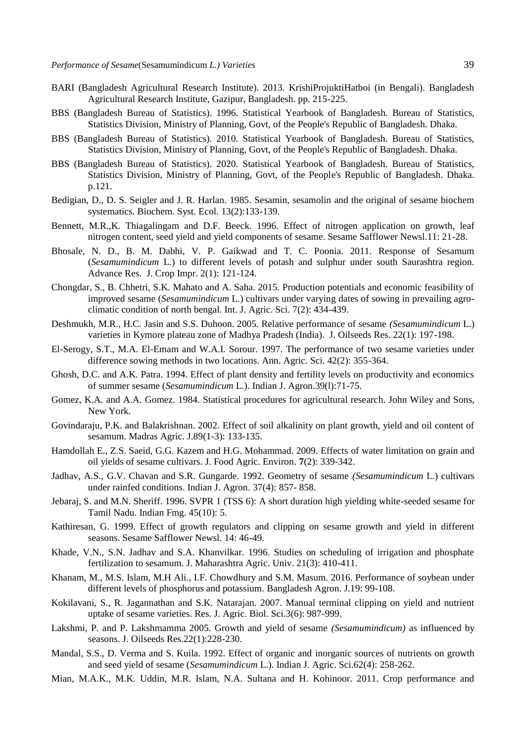BARI (Bangladesh Agricultural Research Institute). 2013. KrishiProjuktiHatboi (in Bengali). Bangladesh Agricultural Research Institute, Gazipur, Bangladesh. pp. 215-225.

BBS (Bangladesh Bureau of Statistics). 1996. Statistical Yearbook of Bangladesh. Bureau of Statistics, Statistics Division, Ministry of Planning, Govt, of the People's Republic of Bangladesh. Dhaka.

BBS (Bangladesh Bureau of Statistics). 2010. Statistical Yearbook of Bangladesh. Bureau of Statistics, Statistics Division, Ministry of Planning, Govt, of the People's Republic of Bangladesh. Dhaka.

BBS (Bangladesh Bureau of Statistics). 2020. Statistical Yearbook of Bangladesh. Bureau of Statistics, Statistics Division, Ministry of Planning, Govt, of the People's Republic of Bangladesh. Dhaka. p.121.

Bedigian, D., D. S. Seigler and J. R. Harlan. 1985. Sesamin, sesamolin and the original of sesame biochem systematics. Biochem. Syst. Ecol. 13(2):133-139.

Bennett, M.R.,K. Thiagalingam and D.F. Beeck. 1996. Effect of nitrogen application on growth, leaf nitrogen content, seed yield and yield components of sesame. Sesame Safflower Newsl.11: 21-28.

Bhosale, N. D., B. M. Dabhi, V. P. Gaikwad and T. C. Poonia. 2011. Response of Sesamum (*Sesamumindicum* L.) to different levels of potash and sulphur under south Saurashtra region. Advance Res. J. Crop Impr. 2(1): 121-124.

Chongdar, S., B. Chhetri, S.K. Mahato and A. Saha. 2015. Production potentials and economic feasibility of improved sesame (*Sesamumindicum* L.) cultivars under varying dates of sowing in prevailing agro-climatic condition of north bengal. Int. J. Agric. Sci. 7(2): 434-439.

Deshmukh, M.R., H.C. Jasin and S.S. Duhoon. 2005. Relative performance of sesame *(Sesamumindicum* L.) varieties in Kymore plateau zone of Madhya Pradesh (India). J. Oilseeds Res. 22(1): 197-198.

El-Serogy, S.T., M.A. El-Emam and W.A.I. Sorour. 1997. The performance of two sesame varieties under difference sowing methods in two locations. Ann. Agric. Sci. 42(2): 355-364.

Ghosh, D.C. and A.K. Patra. 1994. Effect of plant density and fertility levels on productivity and economics of summer sesame (*Sesamumindicum* L.). Indian J. Agron.39(l):71-75.

Gomez, K.A. and A.A. Gomez. 1984. Statistical procedures for agricultural research. John Wiley and Sons, New York.

Govindaraju, P.K. and Balakrishnan. 2002. Effect of soil alkalinity on plant growth, yield and oil content of sesamum. Madras Agric. J.89(1-3): 133-135.

Hamdollah E., Z.S. Saeid, G.G. Kazem and H.G. Mohammad. 2009. Effects of water limitation on grain and oil yields of sesame cultivars. J. Food Agric. Environ. **7**(2): 339-342.

Jadhav, A.S., G.V. Chavan and S.R. Gungarde. 1992. Geometry of sesame *(Sesamumindicum* L.) cultivars under rainfed conditions. Indian J. Agron. 37(4): 857- 858.

Jebaraj, S. and M.N. Sheriff. 1996. SVPR 1 (TSS 6): A short duration high yielding white-seeded sesame for Tamil Nadu. Indian Fmg. 45(10): 5.

Kathiresan, G. 1999. Effect of growth regulators and clipping on sesame growth and yield in different seasons. Sesame Safflower Newsl. 14: 46-49.

Khade, V.N., S.N. Jadhav and S.A. Khanvilkar. 1996. Studies on scheduling of irrigation and phosphate fertilization to sesamum. J. Maharashtra Agric. Univ. 21(3): 410-411.

Khanam, M., M.S. Islam, M.H Ali., I.F. Chowdhury and S.M. Masum. 2016. Performance of soybean under different levels of phosphorus and potassium. Bangladesh Agron. J.19: 99-108.

Kokilavani, S., R. Jagannathan and S.K. Natarajan. 2007. Manual terminal clipping on yield and nutrient uptake of sesame varieties. Res. J. Agric. Biol. Sci.3(6): 987-999.

Lakshmi, P. and P. Lakshmamma 2005. Growth and yield of sesame *(Sesamumindicum)* as influenced by seasons. J. Oilseeds Res.22(1):228-230.

Mandal, S.S., D. Verma and S. Kuila. 1992. Effect of organic and inorganic sources of nutrients on growth and seed yield of sesame (*Sesamumindicum* L.). Indian J. Agric. Sci.62(4): 258-262.

Mian, M.A.K., M.K. Uddin, M.R. Islam, N.A. Sultana and H. Kohinoor. 2011. Crop performance and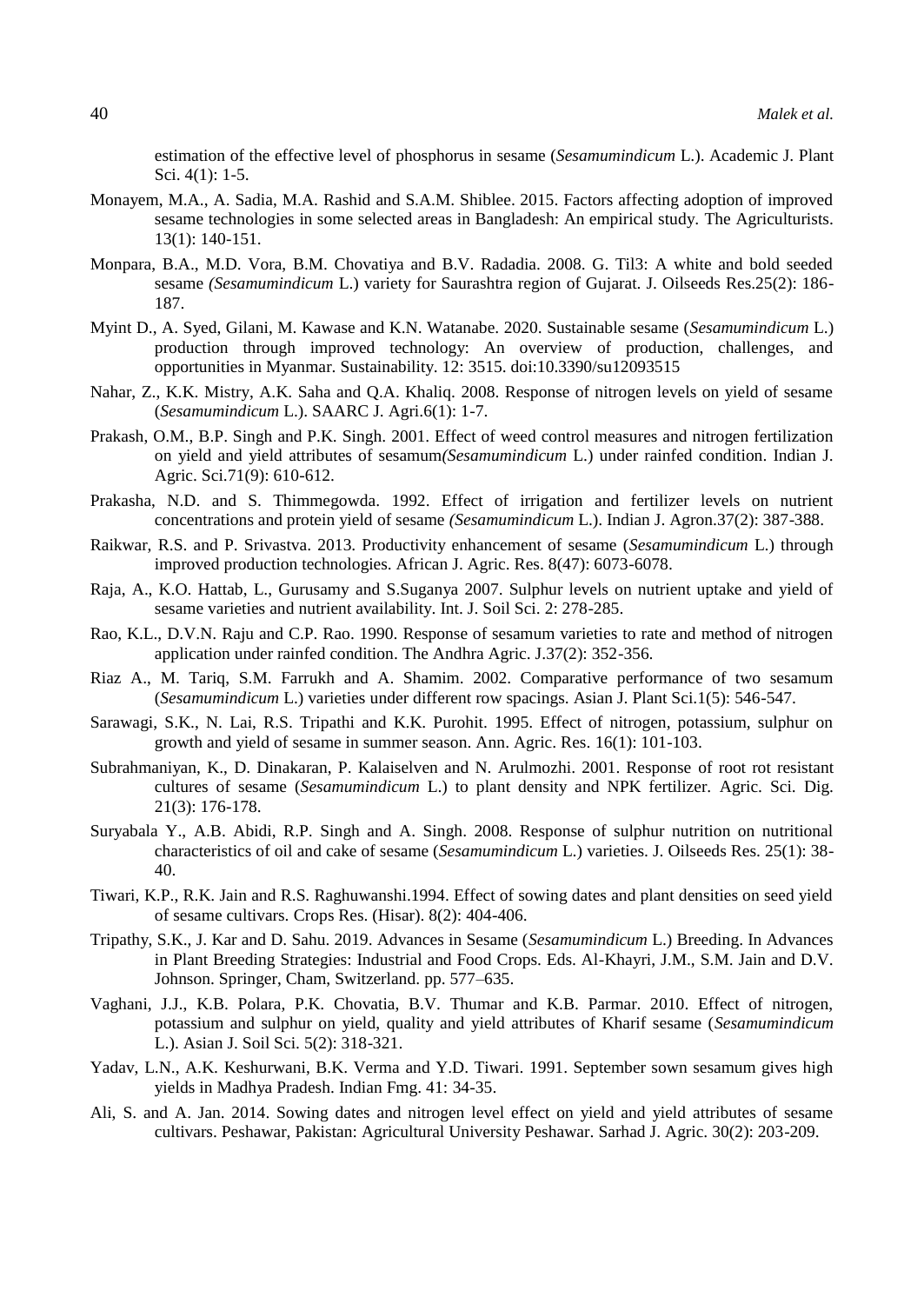estimation of the effective level of phosphorus in sesame (*Sesamumindicum* L.). Academic J. Plant Sci. 4(1): 1-5.

Monayem, M.A., A. Sadia, M.A. Rashid and S.A.M. Shiblee. 2015. Factors affecting adoption of improved sesame technologies in some selected areas in Bangladesh: An empirical study. The Agriculturists. 13(1): 140-151.

Monpara, B.A., M.D. Vora, B.M. Chovatiya and B.V. Radadia. 2008. G. Til3: A white and bold seeded sesame *(Sesamumindicum* L.) variety for Saurashtra region of Gujarat. J. Oilseeds Res.25(2): 186-187.

Myint D., A. Syed, Gilani, M. Kawase and K.N. Watanabe. 2020. Sustainable sesame (*Sesamumindicum* L.) production through improved technology: An overview of production, challenges, and opportunities in Myanmar. Sustainability. 12: 3515. doi:10.3390/su12093515

Nahar, Z., K.K. Mistry, A.K. Saha and Q.A. Khaliq. 2008. Response of nitrogen levels on yield of sesame (*Sesamumindicum* L.). SAARC J. Agri.6(1): 1-7.

Prakash, O.M., B.P. Singh and P.K. Singh. 2001. Effect of weed control measures and nitrogen fertilization on yield and yield attributes of sesamum*(Sesamumindicum* L.) under rainfed condition. Indian J. Agric. Sci.71(9): 610-612.

Prakasha, N.D. and S. Thimmegowda. 1992. Effect of irrigation and fertilizer levels on nutrient concentrations and protein yield of sesame *(Sesamumindicum* L.). Indian J. Agron.37(2): 387-388.

Raikwar, R.S. and P. Srivastva. 2013. Productivity enhancement of sesame (*Sesamumindicum* L.) through improved production technologies. African J. Agric. Res. 8(47): 6073-6078.

Raja, A., K.O. Hattab, L., Gurusamy and S.Suganya 2007. Sulphur levels on nutrient uptake and yield of sesame varieties and nutrient availability. Int. J. Soil Sci. 2: 278-285.

Rao, K.L., D.V.N. Raju and C.P. Rao. 1990. Response of sesamum varieties to rate and method of nitrogen application under rainfed condition. The Andhra Agric. J.37(2): 352-356.

Riaz A., M. Tariq, S.M. Farrukh and A. Shamim. 2002. Comparative performance of two sesamum (*Sesamumindicum* L.) varieties under different row spacings. Asian J. Plant Sci.1(5): 546-547.

Sarawagi, S.K., N. Lai, R.S. Tripathi and K.K. Purohit. 1995. Effect of nitrogen, potassium, sulphur on growth and yield of sesame in summer season. Ann. Agric. Res. 16(1): 101-103.

Subrahmaniyan, K., D. Dinakaran, P. Kalaiselven and N. Arulmozhi. 2001. Response of root rot resistant cultures of sesame (*Sesamumindicum* L.) to plant density and NPK fertilizer. Agric. Sci. Dig. 21(3): 176-178.

Suryabala Y., A.B. Abidi, R.P. Singh and A. Singh. 2008. Response of sulphur nutrition on nutritional characteristics of oil and cake of sesame (*Sesamumindicum* L.) varieties. J. Oilseeds Res. 25(1): 38-40.

Tiwari, K.P., R.K. Jain and R.S. Raghuwanshi.1994. Effect of sowing dates and plant densities on seed yield of sesame cultivars. Crops Res. (Hisar). 8(2): 404-406.

Tripathy, S.K., J. Kar and D. Sahu. 2019. Advances in Sesame (*Sesamumindicum* L.) Breeding. In Advances in Plant Breeding Strategies: Industrial and Food Crops. Eds. Al-Khayri, J.M., S.M. Jain and D.V. Johnson. Springer, Cham, Switzerland. pp. 577–635.

Vaghani, J.J., K.B. Polara, P.K. Chovatia, B.V. Thumar and K.B. Parmar. 2010. Effect of nitrogen, potassium and sulphur on yield, quality and yield attributes of Kharif sesame (*Sesamumindicum* L.). Asian J. Soil Sci. 5(2): 318-321.

Yadav, L.N., A.K. Keshurwani, B.K. Verma and Y.D. Tiwari. 1991. September sown sesamum gives high yields in Madhya Pradesh. Indian Fmg. 41: 34-35.

Ali, S. and A. Jan. 2014. Sowing dates and nitrogen level effect on yield and yield attributes of sesame cultivars. Peshawar, Pakistan: Agricultural University Peshawar. Sarhad J. Agric. 30(2): 203-209.